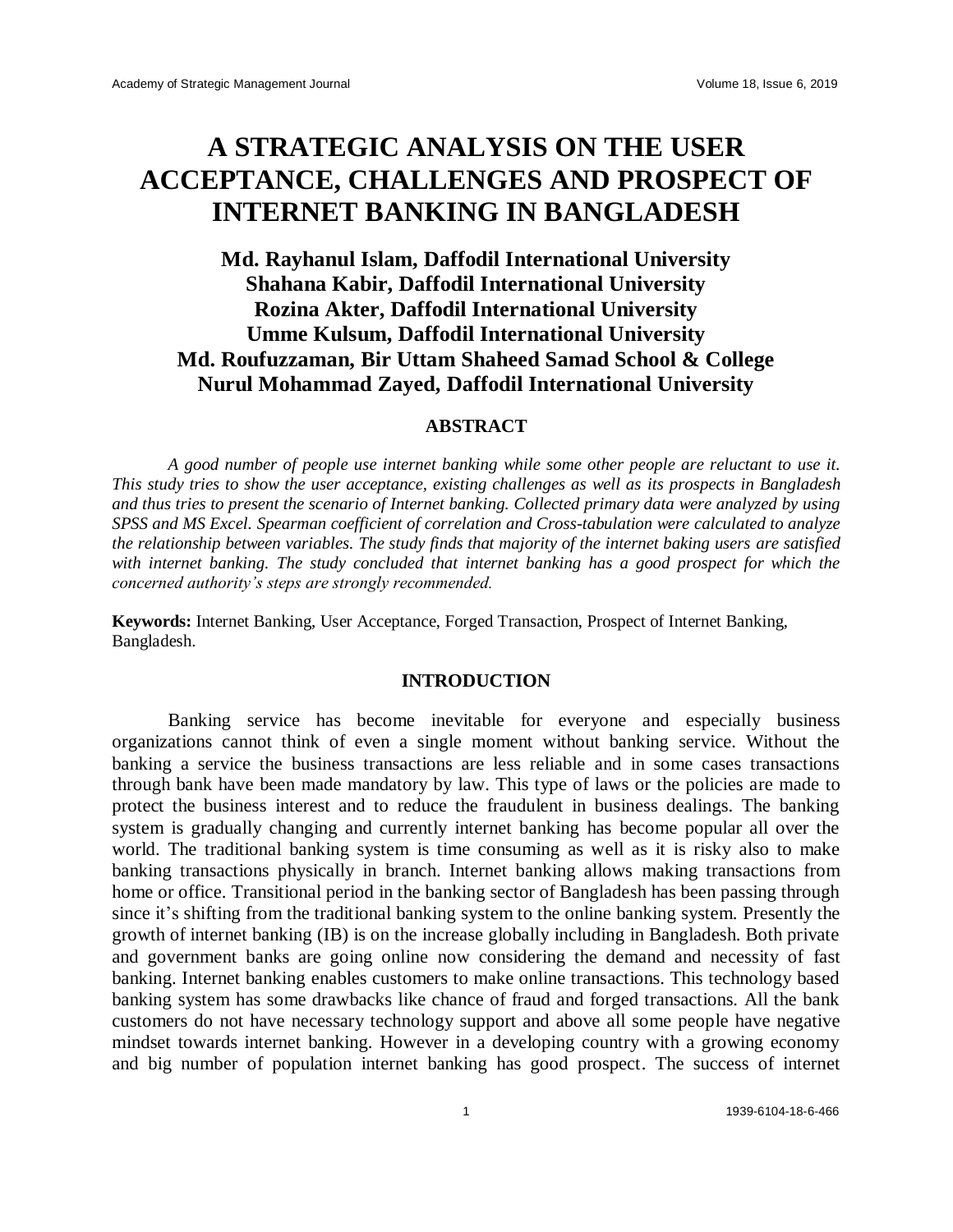# A STRATEGIC ANALYSIS ON THE USER ACCEPTANCE, CHALLENGES AND PROSPECT OF INTERNET BANKING IN BANGLADESH

**Md. Rayhanul Islam, Daffodil International University**
**Shahana Kabir, Daffodil International University**
**Rozina Akter, Daffodil International University**
**Umme Kulsum, Daffodil International University**
**Md. Roufuzzaman, Bir Uttam Shaheed Samad School & College**
**Nurul Mohammad Zayed, Daffodil International University**

## ABSTRACT

*A good number of people use internet banking while some other people are reluctant to use it. This study tries to show the user acceptance, existing challenges as well as its prospects in Bangladesh and thus tries to present the scenario of Internet banking. Collected primary data were analyzed by using SPSS and MS Excel. Spearman coefficient of correlation and Cross-tabulation were calculated to analyze the relationship between variables. The study finds that majority of the internet baking users are satisfied with internet banking. The study concluded that internet banking has a good prospect for which the concerned authority's steps are strongly recommended.*

**Keywords:** Internet Banking, User Acceptance, Forged Transaction, Prospect of Internet Banking, Bangladesh.

## INTRODUCTION

Banking service has become inevitable for everyone and especially business organizations cannot think of even a single moment without banking service. Without the banking a service the business transactions are less reliable and in some cases transactions through bank have been made mandatory by law. This type of laws or the policies are made to protect the business interest and to reduce the fraudulent in business dealings. The banking system is gradually changing and currently internet banking has become popular all over the world. The traditional banking system is time consuming as well as it is risky also to make banking transactions physically in branch. Internet banking allows making transactions from home or office. Transitional period in the banking sector of Bangladesh has been passing through since it's shifting from the traditional banking system to the online banking system. Presently the growth of internet banking (IB) is on the increase globally including in Bangladesh. Both private and government banks are going online now considering the demand and necessity of fast banking. Internet banking enables customers to make online transactions. This technology based banking system has some drawbacks like chance of fraud and forged transactions. All the bank customers do not have necessary technology support and above all some people have negative mindset towards internet banking. However in a developing country with a growing economy and big number of population internet banking has good prospect. The success of internet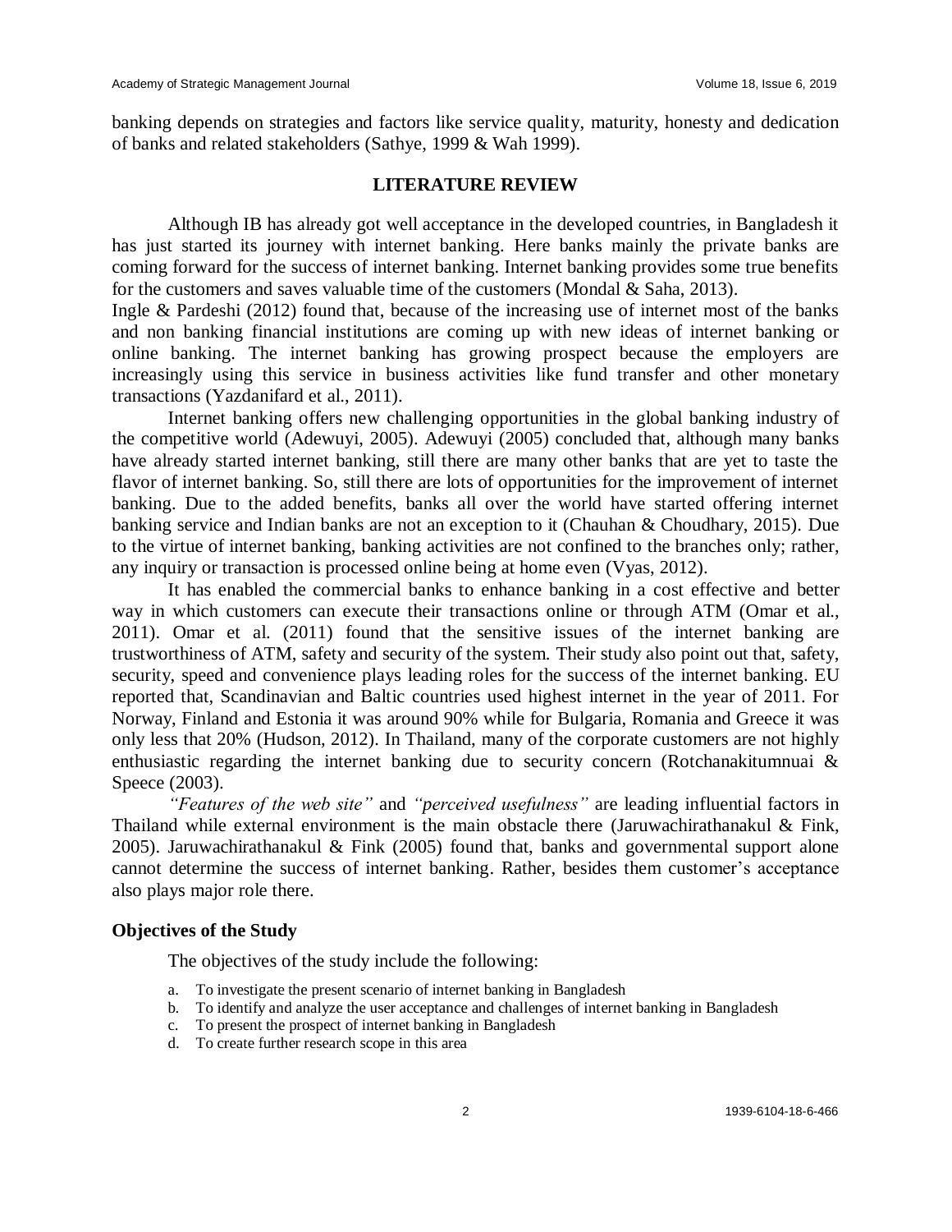banking depends on strategies and factors like service quality, maturity, honesty and dedication of banks and related stakeholders (Sathye, 1999 & Wah 1999).

## LITERATURE REVIEW

Although IB has already got well acceptance in the developed countries, in Bangladesh it has just started its journey with internet banking. Here banks mainly the private banks are coming forward for the success of internet banking. Internet banking provides some true benefits for the customers and saves valuable time of the customers (Mondal & Saha, 2013).

Ingle & Pardeshi (2012) found that, because of the increasing use of internet most of the banks and non banking financial institutions are coming up with new ideas of internet banking or online banking. The internet banking has growing prospect because the employers are increasingly using this service in business activities like fund transfer and other monetary transactions (Yazdanifard et al., 2011).

Internet banking offers new challenging opportunities in the global banking industry of the competitive world (Adewuyi, 2005). Adewuyi (2005) concluded that, although many banks have already started internet banking, still there are many other banks that are yet to taste the flavor of internet banking. So, still there are lots of opportunities for the improvement of internet banking. Due to the added benefits, banks all over the world have started offering internet banking service and Indian banks are not an exception to it (Chauhan & Choudhary, 2015). Due to the virtue of internet banking, banking activities are not confined to the branches only; rather, any inquiry or transaction is processed online being at home even (Vyas, 2012).

It has enabled the commercial banks to enhance banking in a cost effective and better way in which customers can execute their transactions online or through ATM (Omar et al., 2011). Omar et al. (2011) found that the sensitive issues of the internet banking are trustworthiness of ATM, safety and security of the system. Their study also point out that, safety, security, speed and convenience plays leading roles for the success of the internet banking. EU reported that, Scandinavian and Baltic countries used highest internet in the year of 2011. For Norway, Finland and Estonia it was around 90% while for Bulgaria, Romania and Greece it was only less that 20% (Hudson, 2012). In Thailand, many of the corporate customers are not highly enthusiastic regarding the internet banking due to security concern (Rotchanakitumnuai & Speece (2003).

*"Features of the web site"* and *"perceived usefulness"* are leading influential factors in Thailand while external environment is the main obstacle there (Jaruwachirathanakul & Fink, 2005). Jaruwachirathanakul & Fink (2005) found that, banks and governmental support alone cannot determine the success of internet banking. Rather, besides them customer's acceptance also plays major role there.

### Objectives of the Study

The objectives of the study include the following:

a. To investigate the present scenario of internet banking in Bangladesh
b. To identify and analyze the user acceptance and challenges of internet banking in Bangladesh
c. To present the prospect of internet banking in Bangladesh
d. To create further research scope in this area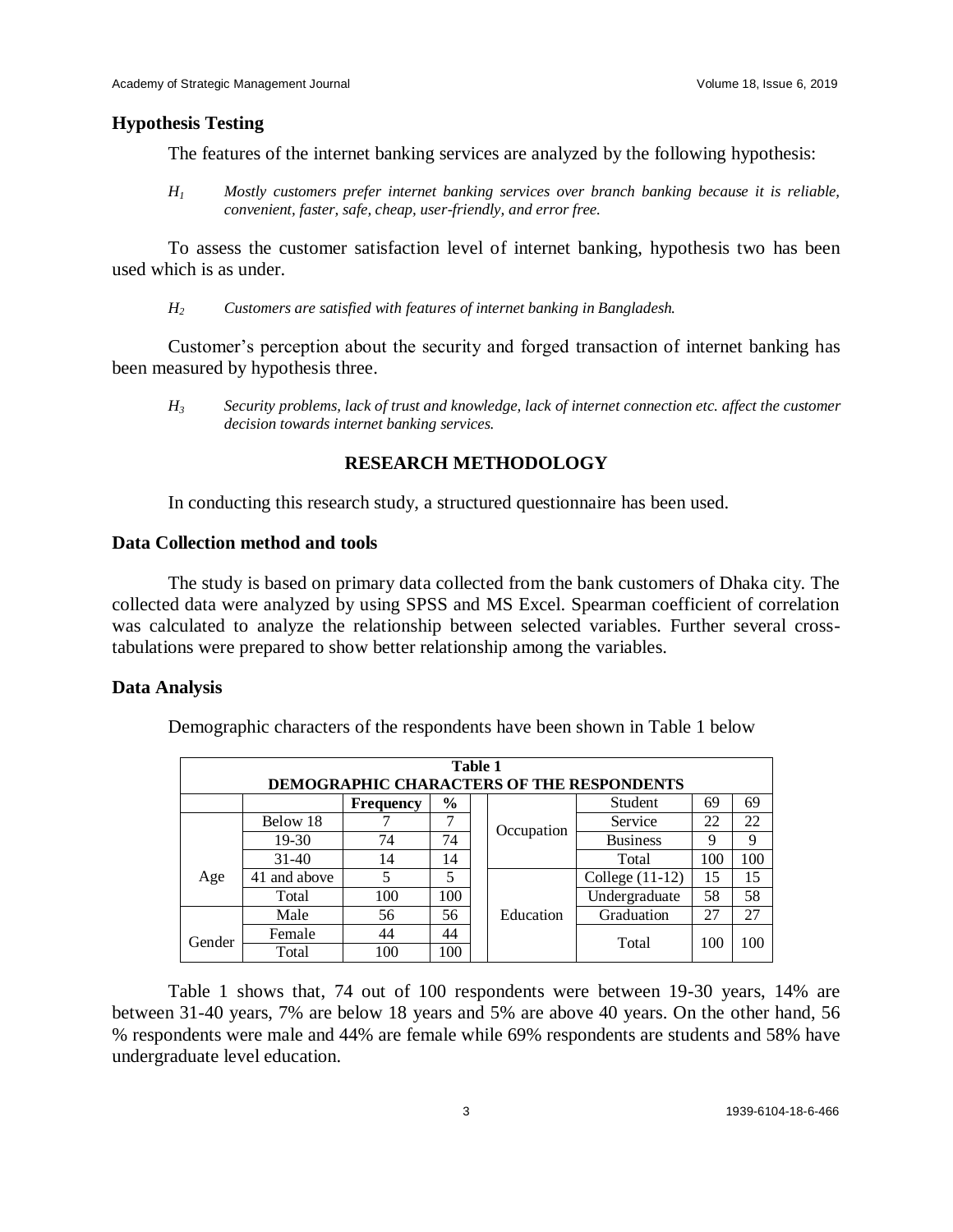### Hypothesis Testing

The features of the internet banking services are analyzed by the following hypothesis:

> $H_1$ *Mostly customers prefer internet banking services over branch banking because it is reliable, convenient, faster, safe, cheap, user-friendly, and error free.*

To assess the customer satisfaction level of internet banking, hypothesis two has been used which is as under.

> $H_2$ *Customers are satisfied with features of internet banking in Bangladesh.*

Customer's perception about the security and forged transaction of internet banking has been measured by hypothesis three.

> $H_3$ *Security problems, lack of trust and knowledge, lack of internet connection etc. affect the customer decision towards internet banking services.*

## RESEARCH METHODOLOGY

In conducting this research study, a structured questionnaire has been used.

### Data Collection method and tools

The study is based on primary data collected from the bank customers of Dhaka city. The collected data were analyzed by using SPSS and MS Excel. Spearman coefficient of correlation was calculated to analyze the relationship between selected variables. Further several cross-tabulations were prepared to show better relationship among the variables.

### Data Analysis

Demographic characters of the respondents have been shown in Table 1 below

**Table 1**
**DEMOGRAPHIC CHARACTERS OF THE RESPONDENTS**

| | | Frequency | % | | | | |
|---|---|---|---|---|---|---|---|
| | | | | Occupation | Student | 69 | 69 |
| Age | Below 18 | 7 | 7 | | Service | 22 | 22 |
| | 19-30 | 74 | 74 | | Business | 9 | 9 |
| | 31-40 | 14 | 14 | | Total | 100 | 100 |
| | 41 and above | 5 | 5 | Education | College (11-12) | 15 | 15 |
| | Total | 100 | 100 | | Undergraduate | 58 | 58 |
| Gender | Male | 56 | 56 | | Graduation | 27 | 27 |
| | Female | 44 | 44 | | Total | 100 | 100 |
| | Total | 100 | 100 | | | | |

Table 1 shows that, 74 out of 100 respondents were between 19-30 years, 14% are between 31-40 years, 7% are below 18 years and 5% are above 40 years. On the other hand, 56 % respondents were male and 44% are female while 69% respondents are students and 58% have undergraduate level education.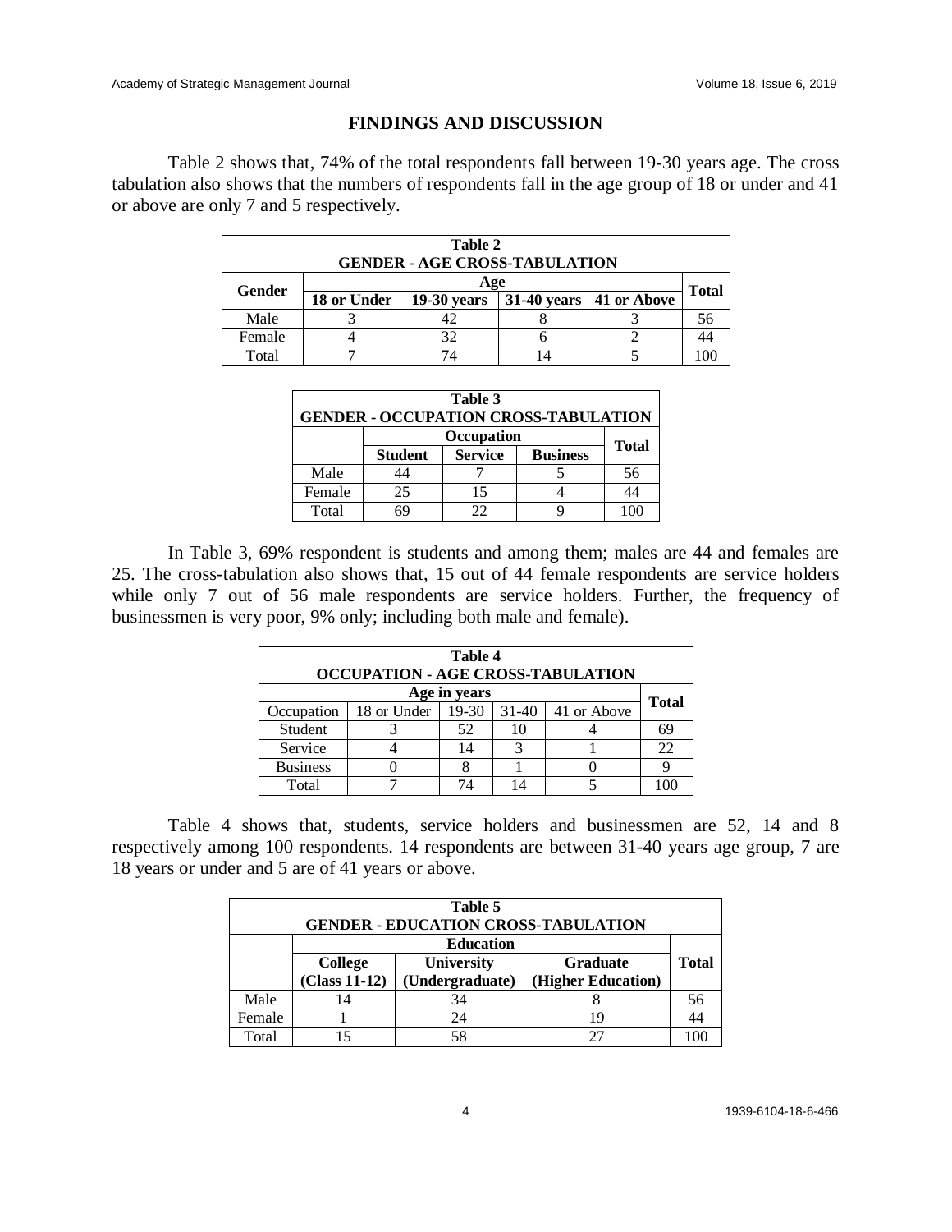## FINDINGS AND DISCUSSION

Table 2 shows that, 74% of the total respondents fall between 19-30 years age. The cross tabulation also shows that the numbers of respondents fall in the age group of 18 or under and 41 or above are only 7 and 5 respectively.

**Table 2**
**GENDER - AGE CROSS-TABULATION**

| Gender | Age | | | | Total |
|---|---|---|---|---|---|
| | 18 or Under | 19-30 years | 31-40 years | 41 or Above | |
| Male | 3 | 42 | 8 | 3 | 56 |
| Female | 4 | 32 | 6 | 2 | 44 |
| Total | 7 | 74 | 14 | 5 | 100 |

**Table 3**
**GENDER - OCCUPATION CROSS-TABULATION**

| | Occupation | | | Total |
|---|---|---|---|---|
| | Student | Service | Business | |
| Male | 44 | 7 | 5 | 56 |
| Female | 25 | 15 | 4 | 44 |
| Total | 69 | 22 | 9 | 100 |

In Table 3, 69% respondent is students and among them; males are 44 and females are 25. The cross-tabulation also shows that, 15 out of 44 female respondents are service holders while only 7 out of 56 male respondents are service holders. Further, the frequency of businessmen is very poor, 9% only; including both male and female).

**Table 4**
**OCCUPATION - AGE CROSS-TABULATION**

| | Age in years | | | | Total |
|---|---|---|---|---|---|
| Occupation | 18 or Under | 19-30 | 31-40 | 41 or Above | |
| Student | 3 | 52 | 10 | 4 | 69 |
| Service | 4 | 14 | 3 | 1 | 22 |
| Business | 0 | 8 | 1 | 0 | 9 |
| Total | 7 | 74 | 14 | 5 | 100 |

Table 4 shows that, students, service holders and businessmen are 52, 14 and 8 respectively among 100 respondents. 14 respondents are between 31-40 years age group, 7 are 18 years or under and 5 are of 41 years or above.

**Table 5**
**GENDER - EDUCATION CROSS-TABULATION**

| | Education | | | Total |
|---|---|---|---|---|
| | College (Class 11-12) | University (Undergraduate) | Graduate (Higher Education) | |
| Male | 14 | 34 | 8 | 56 |
| Female | 1 | 24 | 19 | 44 |
| Total | 15 | 58 | 27 | 100 |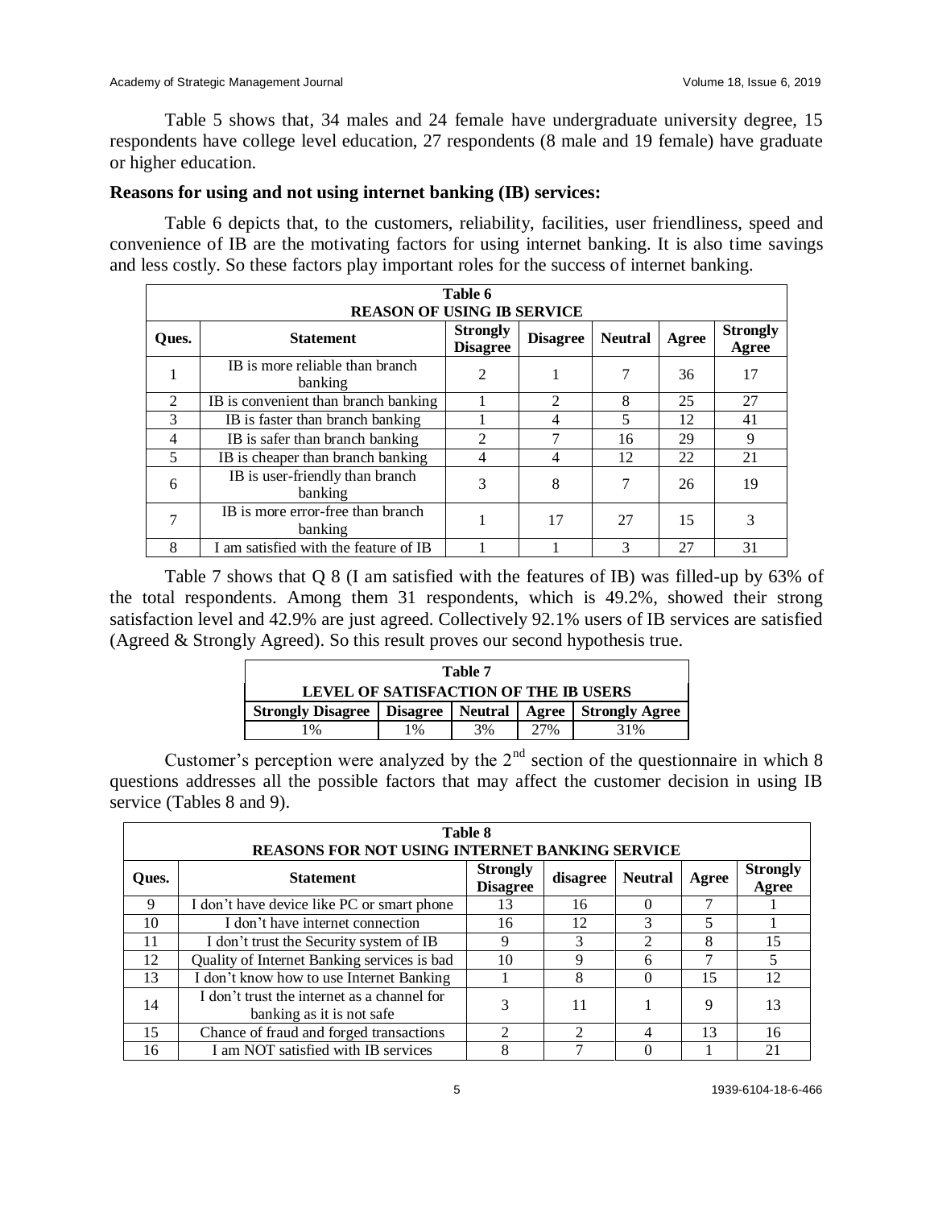Table 5 shows that, 34 males and 24 female have undergraduate university degree, 15 respondents have college level education, 27 respondents (8 male and 19 female) have graduate or higher education.

**Reasons for using and not using internet banking (IB) services:**

Table 6 depicts that, to the customers, reliability, facilities, user friendliness, speed and convenience of IB are the motivating factors for using internet banking. It is also time savings and less costly. So these factors play important roles for the success of internet banking.

**Table 6**
**REASON OF USING IB SERVICE**

| Ques. | Statement | Strongly Disagree | Disagree | Neutral | Agree | Strongly Agree |
|---|---|---|---|---|---|---|
| 1 | IB is more reliable than branch banking | 2 | 1 | 7 | 36 | 17 |
| 2 | IB is convenient than branch banking | 1 | 2 | 8 | 25 | 27 |
| 3 | IB is faster than branch banking | 1 | 4 | 5 | 12 | 41 |
| 4 | IB is safer than branch banking | 2 | 7 | 16 | 29 | 9 |
| 5 | IB is cheaper than branch banking | 4 | 4 | 12 | 22 | 21 |
| 6 | IB is user-friendly than branch banking | 3 | 8 | 7 | 26 | 19 |
| 7 | IB is more error-free than branch banking | 1 | 17 | 27 | 15 | 3 |
| 8 | I am satisfied with the feature of IB | 1 | 1 | 3 | 27 | 31 |

Table 7 shows that Q 8 (I am satisfied with the features of IB) was filled-up by 63% of the total respondents. Among them 31 respondents, which is 49.2%, showed their strong satisfaction level and 42.9% are just agreed. Collectively 92.1% users of IB services are satisfied (Agreed & Strongly Agreed). So this result proves our second hypothesis true.

**Table 7**
**LEVEL OF SATISFACTION OF THE IB USERS**

| Strongly Disagree | Disagree | Neutral | Agree | Strongly Agree |
|---|---|---|---|---|
| 1% | 1% | 3% | 27% | 31% |

Customer's perception were analyzed by the 2nd section of the questionnaire in which 8 questions addresses all the possible factors that may affect the customer decision in using IB service (Tables 8 and 9).

**Table 8**
**REASONS FOR NOT USING INTERNET BANKING SERVICE**

| Ques. | Statement | Strongly Disagree | disagree | Neutral | Agree | Strongly Agree |
|---|---|---|---|---|---|---|
| 9 | I don't have device like PC or smart phone | 13 | 16 | 0 | 7 | 1 |
| 10 | I don't have internet connection | 16 | 12 | 3 | 5 | 1 |
| 11 | I don't trust the Security system of IB | 9 | 3 | 2 | 8 | 15 |
| 12 | Quality of Internet Banking services is bad | 10 | 9 | 6 | 7 | 5 |
| 13 | I don't know how to use Internet Banking | 1 | 8 | 0 | 15 | 12 |
| 14 | I don't trust the internet as a channel for banking as it is not safe | 3 | 11 | 1 | 9 | 13 |
| 15 | Chance of fraud and forged transactions | 2 | 2 | 4 | 13 | 16 |
| 16 | I am NOT satisfied with IB services | 8 | 7 | 0 | 1 | 21 |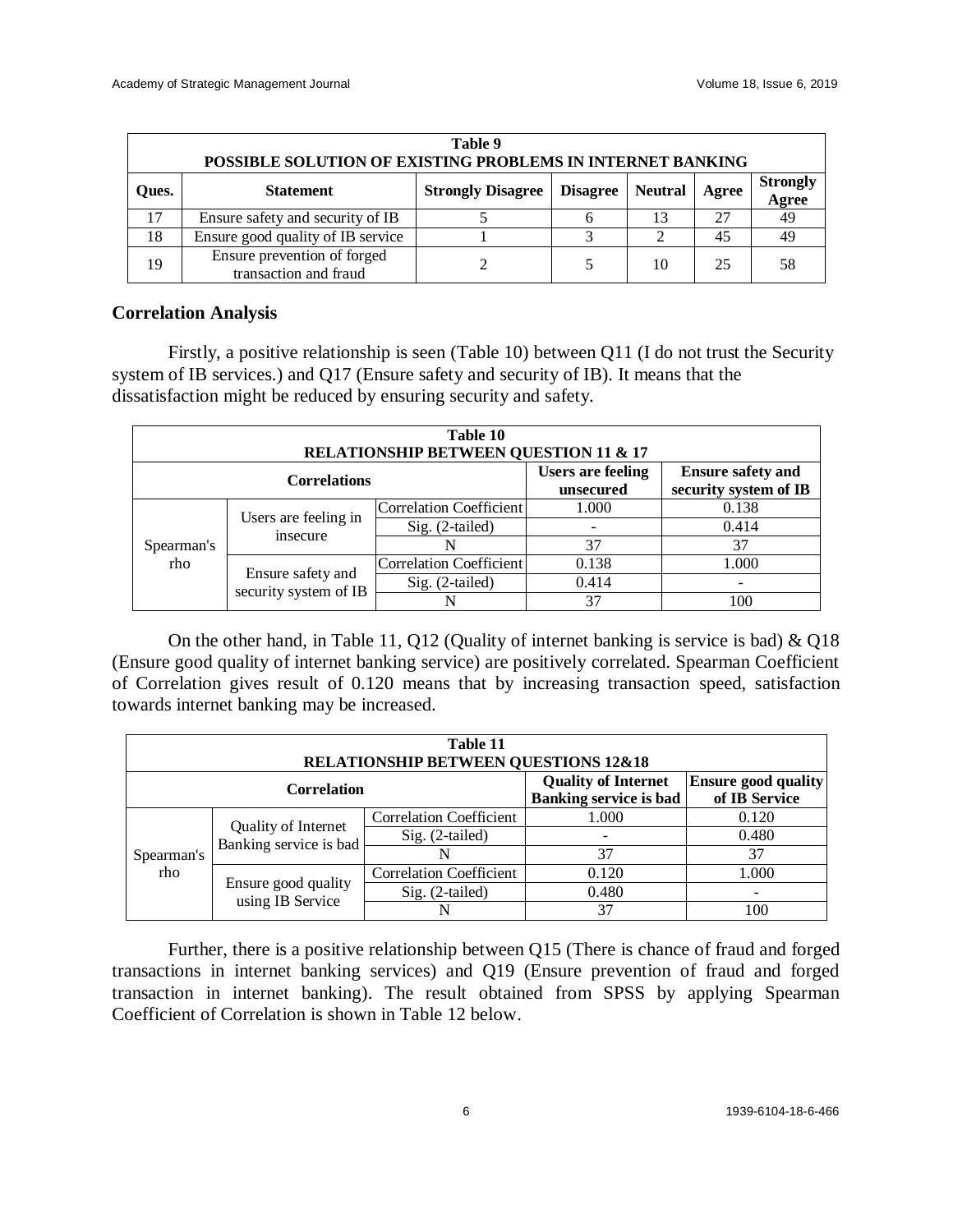| Table 9 POSSIBLE SOLUTION OF EXISTING PROBLEMS IN INTERNET BANKING | | | | | | |
|---|---|---|---|---|---|---|
| **Ques.** | **Statement** | **Strongly Disagree** | **Disagree** | **Neutral** | **Agree** | **Strongly Agree** |
| 17 | Ensure safety and security of IB | 5 | 6 | 13 | 27 | 49 |
| 18 | Ensure good quality of IB service | 1 | 3 | 2 | 45 | 49 |
| 19 | Ensure prevention of forged transaction and fraud | 2 | 5 | 10 | 25 | 58 |

### Correlation Analysis

Firstly, a positive relationship is seen (Table 10) between Q11 (I do not trust the Security system of IB services.) and Q17 (Ensure safety and security of IB). It means that the dissatisfaction might be reduced by ensuring security and safety.

| Table 10 RELATIONSHIP BETWEEN QUESTION 11 & 17 | | | | |
|---|---|---|---|---|
| **Correlations** | | | **Users are feeling unsecured** | **Ensure safety and security system of IB** |
| Spearman's rho | Users are feeling in insecure | Correlation Coefficient | 1.000 | 0.138 |
| | | Sig. (2-tailed) | - | 0.414 |
| | | N | 37 | 37 |
| | Ensure safety and security system of IB | Correlation Coefficient | 0.138 | 1.000 |
| | | Sig. (2-tailed) | 0.414 | - |
| | | N | 37 | 100 |

On the other hand, in Table 11, Q12 (Quality of internet banking is service is bad) & Q18 (Ensure good quality of internet banking service) are positively correlated. Spearman Coefficient of Correlation gives result of 0.120 means that by increasing transaction speed, satisfaction towards internet banking may be increased.

| Table 11 RELATIONSHIP BETWEEN QUESTIONS 12&18 | | | | |
|---|---|---|---|---|
| **Correlation** | | | **Quality of Internet Banking service is bad** | **Ensure good quality of IB Service** |
| Spearman's rho | Quality of Internet Banking service is bad | Correlation Coefficient | 1.000 | 0.120 |
| | | Sig. (2-tailed) | - | 0.480 |
| | | N | 37 | 37 |
| | Ensure good quality using IB Service | Correlation Coefficient | 0.120 | 1.000 |
| | | Sig. (2-tailed) | 0.480 | - |
| | | N | 37 | 100 |

Further, there is a positive relationship between Q15 (There is chance of fraud and forged transactions in internet banking services) and Q19 (Ensure prevention of fraud and forged transaction in internet banking). The result obtained from SPSS by applying Spearman Coefficient of Correlation is shown in Table 12 below.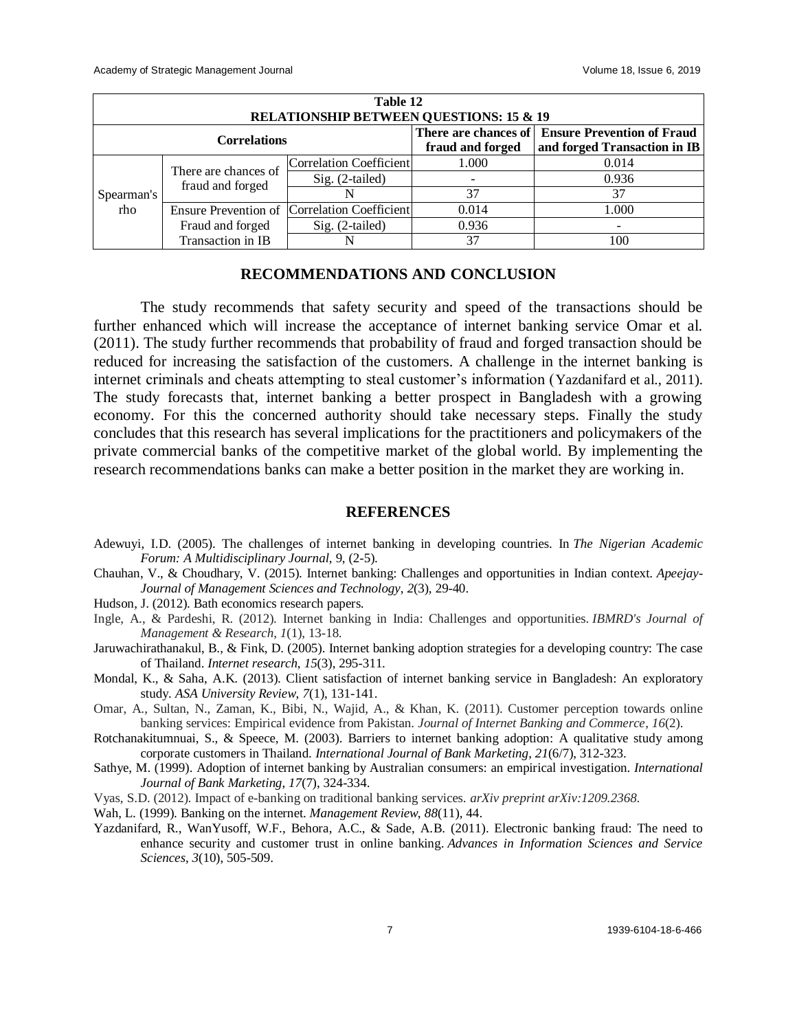**Table 12**
**RELATIONSHIP BETWEEN QUESTIONS: 15 & 19**

| Correlations | | | There are chances of fraud and forged | Ensure Prevention of Fraud and forged Transaction in IB |
|---|---|---|---|---|
| Spearman's rho | There are chances of fraud and forged | Correlation Coefficient | 1.000 | 0.014 |
| | | Sig. (2-tailed) | - | 0.936 |
| | | N | 37 | 37 |
| | Ensure Prevention of Fraud and forged Transaction in IB | Correlation Coefficient | 0.014 | 1.000 |
| | | Sig. (2-tailed) | 0.936 | - |
| | | N | 37 | 100 |

## RECOMMENDATIONS AND CONCLUSION

The study recommends that safety security and speed of the transactions should be further enhanced which will increase the acceptance of internet banking service Omar et al. (2011). The study further recommends that probability of fraud and forged transaction should be reduced for increasing the satisfaction of the customers. A challenge in the internet banking is internet criminals and cheats attempting to steal customer's information (Yazdanifard et al., 2011). The study forecasts that, internet banking a better prospect in Bangladesh with a growing economy. For this the concerned authority should take necessary steps. Finally the study concludes that this research has several implications for the practitioners and policymakers of the private commercial banks of the competitive market of the global world. By implementing the research recommendations banks can make a better position in the market they are working in.

## REFERENCES

Adewuyi, I.D. (2005). The challenges of internet banking in developing countries. In *The Nigerian Academic Forum: A Multidisciplinary Journal*, 9, (2-5).

Chauhan, V., & Choudhary, V. (2015). Internet banking: Challenges and opportunities in Indian context. *Apeejay-Journal of Management Sciences and Technology*, *2*(3), 29-40.

Hudson, J. (2012). Bath economics research papers.

Ingle, A., & Pardeshi, R. (2012). Internet banking in India: Challenges and opportunities. *IBMRD's Journal of Management & Research*, *1*(1), 13-18.

Jaruwachirathanakul, B., & Fink, D. (2005). Internet banking adoption strategies for a developing country: The case of Thailand. *Internet research*, *15*(3), 295-311.

Mondal, K., & Saha, A.K. (2013). Client satisfaction of internet banking service in Bangladesh: An exploratory study. *ASA University Review*, *7*(1), 131-141.

Omar, A., Sultan, N., Zaman, K., Bibi, N., Wajid, A., & Khan, K. (2011). Customer perception towards online banking services: Empirical evidence from Pakistan. *Journal of Internet Banking and Commerce*, *16*(2).

Rotchanakitumnuai, S., & Speece, M. (2003). Barriers to internet banking adoption: A qualitative study among corporate customers in Thailand. *International Journal of Bank Marketing*, *21*(6/7), 312-323.

Sathye, M. (1999). Adoption of internet banking by Australian consumers: an empirical investigation. *International Journal of Bank Marketing*, *17*(7), 324-334.

Vyas, S.D. (2012). Impact of e-banking on traditional banking services. *arXiv preprint arXiv:1209.2368*.

Wah, L. (1999). Banking on the internet. *Management Review, 88*(11), 44.

Yazdanifard, R., WanYusoff, W.F., Behora, A.C., & Sade, A.B. (2011). Electronic banking fraud: The need to enhance security and customer trust in online banking. *Advances in Information Sciences and Service Sciences*, *3*(10), 505-509.